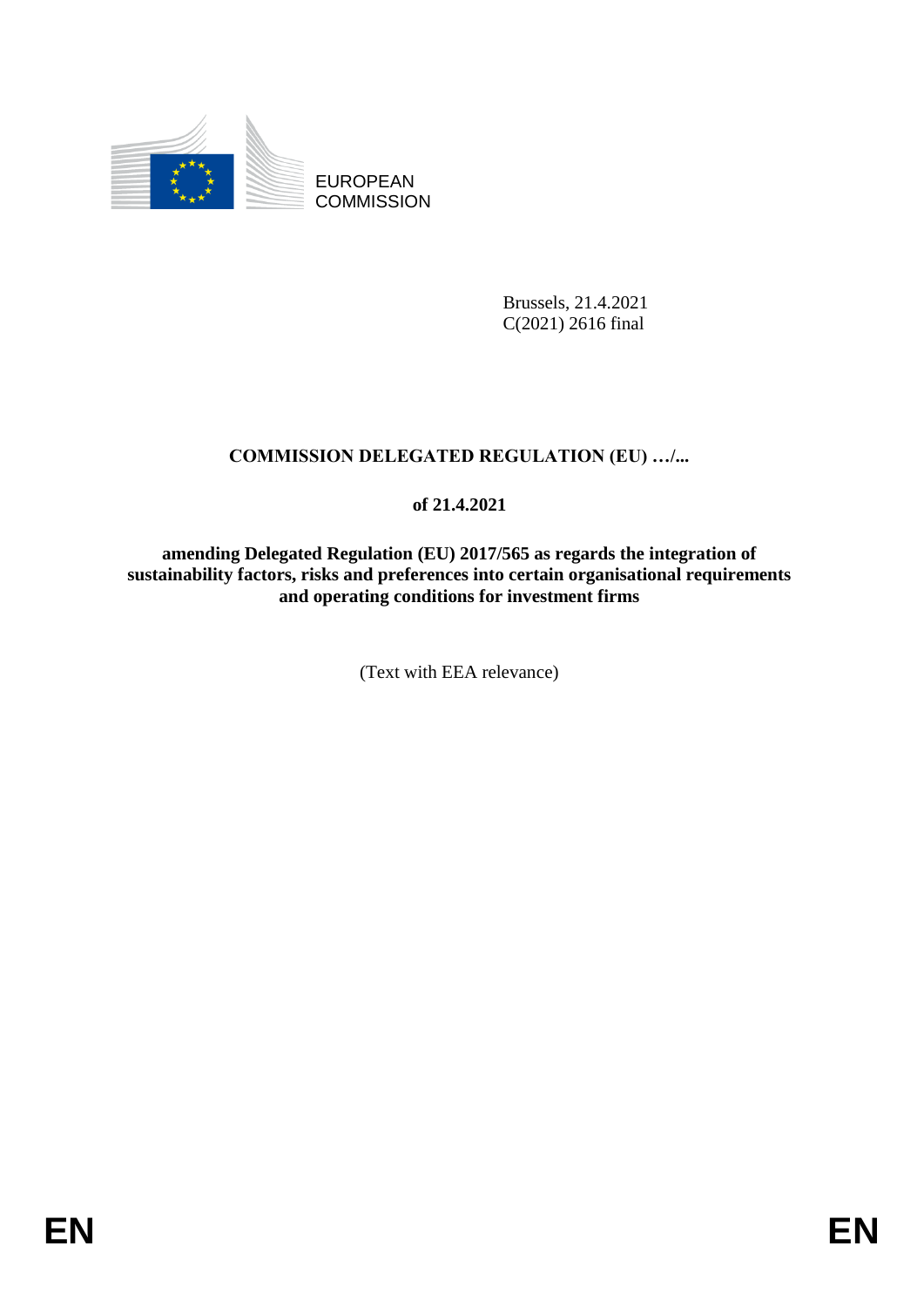EUROPEAN COMMISSION

Brussels, 21.4.2021
C(2021) 2616 final

**COMMISSION DELEGATED REGULATION (EU) …/...**

**of 21.4.2021**

**amending Delegated Regulation (EU) 2017/565 as regards the integration of sustainability factors, risks and preferences into certain organisational requirements and operating conditions for investment firms**

(Text with EEA relevance)

EN EN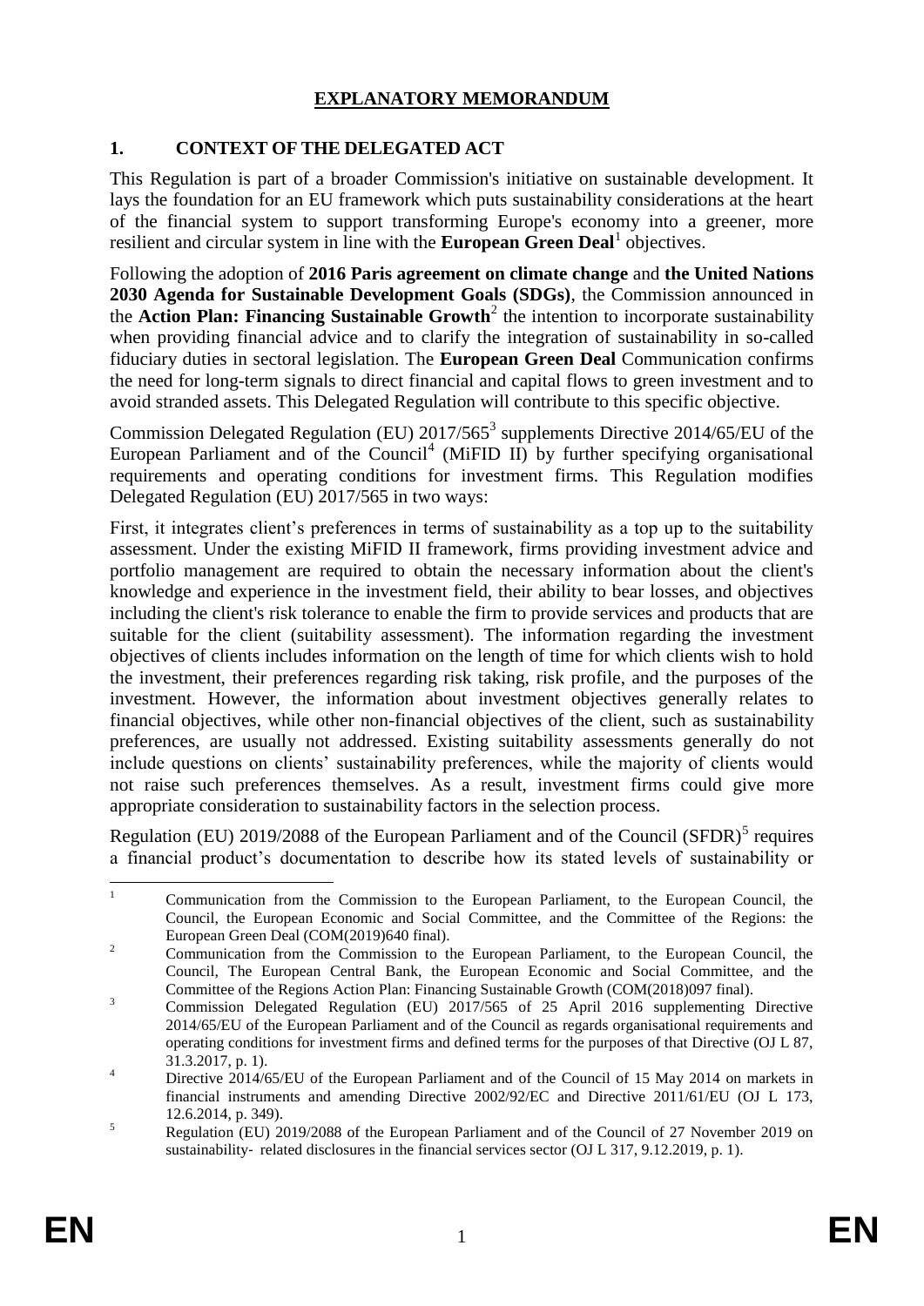# EXPLANATORY MEMORANDUM

## 1. CONTEXT OF THE DELEGATED ACT

This Regulation is part of a broader Commission's initiative on sustainable development. It lays the foundation for an EU framework which puts sustainability considerations at the heart of the financial system to support transforming Europe's economy into a greener, more resilient and circular system in line with the **European Green Deal**[1] objectives.

Following the adoption of **2016 Paris agreement on climate change** and **the United Nations 2030 Agenda for Sustainable Development Goals (SDGs)**, the Commission announced in the **Action Plan: Financing Sustainable Growth**[2] the intention to incorporate sustainability when providing financial advice and to clarify the integration of sustainability in so-called fiduciary duties in sectoral legislation. The **European Green Deal** Communication confirms the need for long-term signals to direct financial and capital flows to green investment and to avoid stranded assets. This Delegated Regulation will contribute to this specific objective.

Commission Delegated Regulation (EU) 2017/565[3] supplements Directive 2014/65/EU of the European Parliament and of the Council[4] (MiFID II) by further specifying organisational requirements and operating conditions for investment firms. This Regulation modifies Delegated Regulation (EU) 2017/565 in two ways:

First, it integrates client's preferences in terms of sustainability as a top up to the suitability assessment. Under the existing MiFID II framework, firms providing investment advice and portfolio management are required to obtain the necessary information about the client's knowledge and experience in the investment field, their ability to bear losses, and objectives including the client's risk tolerance to enable the firm to provide services and products that are suitable for the client (suitability assessment). The information regarding the investment objectives of clients includes information on the length of time for which clients wish to hold the investment, their preferences regarding risk taking, risk profile, and the purposes of the investment. However, the information about investment objectives generally relates to financial objectives, while other non-financial objectives of the client, such as sustainability preferences, are usually not addressed. Existing suitability assessments generally do not include questions on clients' sustainability preferences, while the majority of clients would not raise such preferences themselves. As a result, investment firms could give more appropriate consideration to sustainability factors in the selection process.

Regulation (EU) 2019/2088 of the European Parliament and of the Council (SFDR)[5] requires a financial product's documentation to describe how its stated levels of sustainability or

---

[1] Communication from the Commission to the European Parliament, to the European Council, the Council, the European Economic and Social Committee, and the Committee of the Regions: the European Green Deal (COM(2019)640 final).

[2] Communication from the Commission to the European Parliament, to the European Council, the Council, The European Central Bank, the European Economic and Social Committee, and the Committee of the Regions Action Plan: Financing Sustainable Growth (COM(2018)097 final).

[3] Commission Delegated Regulation (EU) 2017/565 of 25 April 2016 supplementing Directive 2014/65/EU of the European Parliament and of the Council as regards organisational requirements and operating conditions for investment firms and defined terms for the purposes of that Directive (OJ L 87, 31.3.2017, p. 1).

[4] Directive 2014/65/EU of the European Parliament and of the Council of 15 May 2014 on markets in financial instruments and amending Directive 2002/92/EC and Directive 2011/61/EU (OJ L 173, 12.6.2014, p. 349).

[5] Regulation (EU) 2019/2088 of the European Parliament and of the Council of 27 November 2019 on sustainability- related disclosures in the financial services sector (OJ L 317, 9.12.2019, p. 1).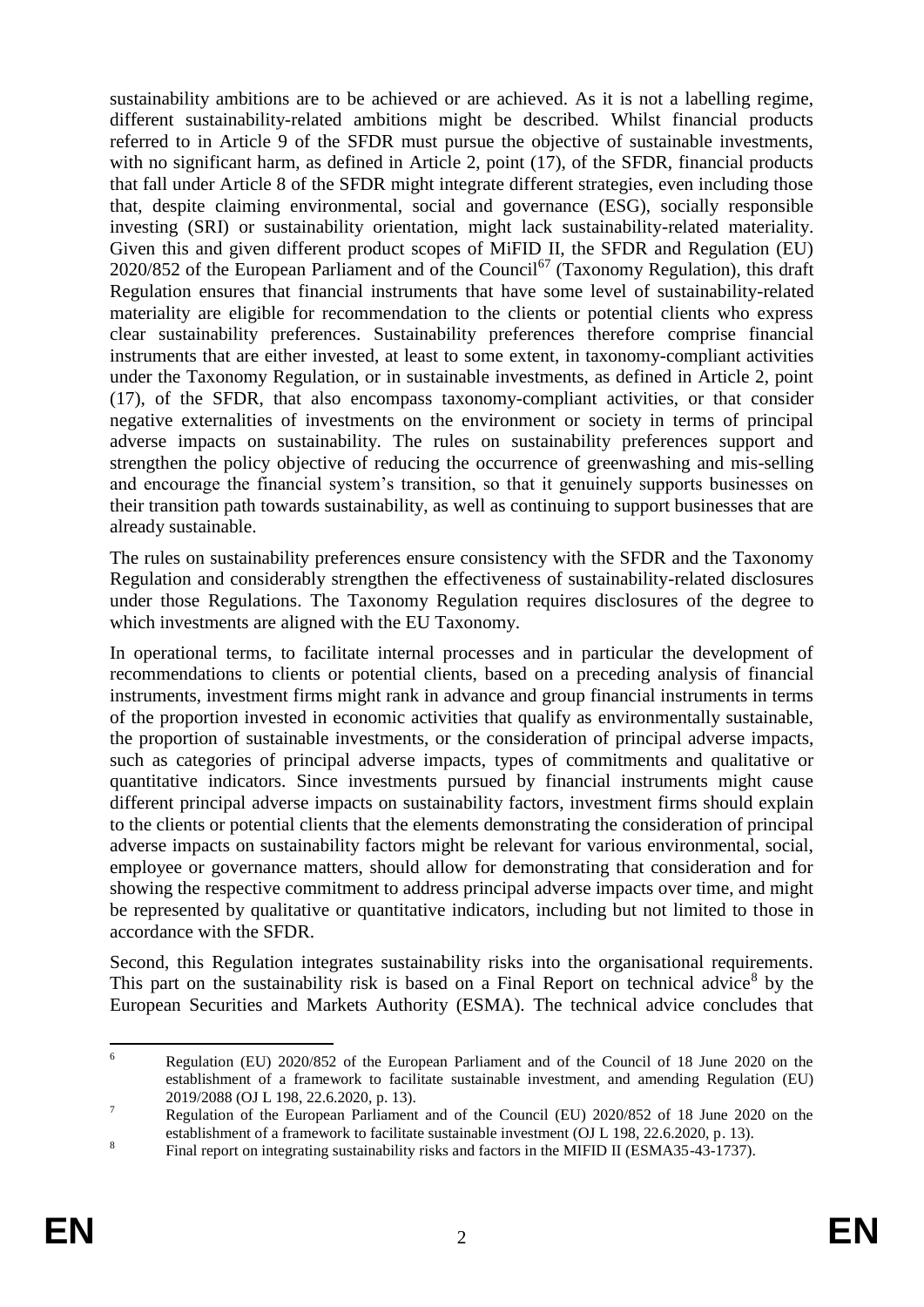sustainability ambitions are to be achieved or are achieved. As it is not a labelling regime, different sustainability-related ambitions might be described. Whilst financial products referred to in Article 9 of the SFDR must pursue the objective of sustainable investments, with no significant harm, as defined in Article 2, point (17), of the SFDR, financial products that fall under Article 8 of the SFDR might integrate different strategies, even including those that, despite claiming environmental, social and governance (ESG), socially responsible investing (SRI) or sustainability orientation, might lack sustainability-related materiality. Given this and given different product scopes of MiFID II, the SFDR and Regulation (EU) 2020/852 of the European Parliament and of the Council[67] (Taxonomy Regulation), this draft Regulation ensures that financial instruments that have some level of sustainability-related materiality are eligible for recommendation to the clients or potential clients who express clear sustainability preferences. Sustainability preferences therefore comprise financial instruments that are either invested, at least to some extent, in taxonomy-compliant activities under the Taxonomy Regulation, or in sustainable investments, as defined in Article 2, point (17), of the SFDR, that also encompass taxonomy-compliant activities, or that consider negative externalities of investments on the environment or society in terms of principal adverse impacts on sustainability. The rules on sustainability preferences support and strengthen the policy objective of reducing the occurrence of greenwashing and mis-selling and encourage the financial system's transition, so that it genuinely supports businesses on their transition path towards sustainability, as well as continuing to support businesses that are already sustainable.

The rules on sustainability preferences ensure consistency with the SFDR and the Taxonomy Regulation and considerably strengthen the effectiveness of sustainability-related disclosures under those Regulations. The Taxonomy Regulation requires disclosures of the degree to which investments are aligned with the EU Taxonomy.

In operational terms, to facilitate internal processes and in particular the development of recommendations to clients or potential clients, based on a preceding analysis of financial instruments, investment firms might rank in advance and group financial instruments in terms of the proportion invested in economic activities that qualify as environmentally sustainable, the proportion of sustainable investments, or the consideration of principal adverse impacts, such as categories of principal adverse impacts, types of commitments and qualitative or quantitative indicators. Since investments pursued by financial instruments might cause different principal adverse impacts on sustainability factors, investment firms should explain to the clients or potential clients that the elements demonstrating the consideration of principal adverse impacts on sustainability factors might be relevant for various environmental, social, employee or governance matters, should allow for demonstrating that consideration and for showing the respective commitment to address principal adverse impacts over time, and might be represented by qualitative or quantitative indicators, including but not limited to those in accordance with the SFDR.

Second, this Regulation integrates sustainability risks into the organisational requirements. This part on the sustainability risk is based on a Final Report on technical advice[8] by the European Securities and Markets Authority (ESMA). The technical advice concludes that

---

[6] Regulation (EU) 2020/852 of the European Parliament and of the Council of 18 June 2020 on the establishment of a framework to facilitate sustainable investment, and amending Regulation (EU) 2019/2088 (OJ L 198, 22.6.2020, p. 13).

[7] Regulation of the European Parliament and of the Council (EU) 2020/852 of 18 June 2020 on the establishment of a framework to facilitate sustainable investment (OJ L 198, 22.6.2020, p. 13).

[8] Final report on integrating sustainability risks and factors in the MIFID II (ESMA35-43-1737).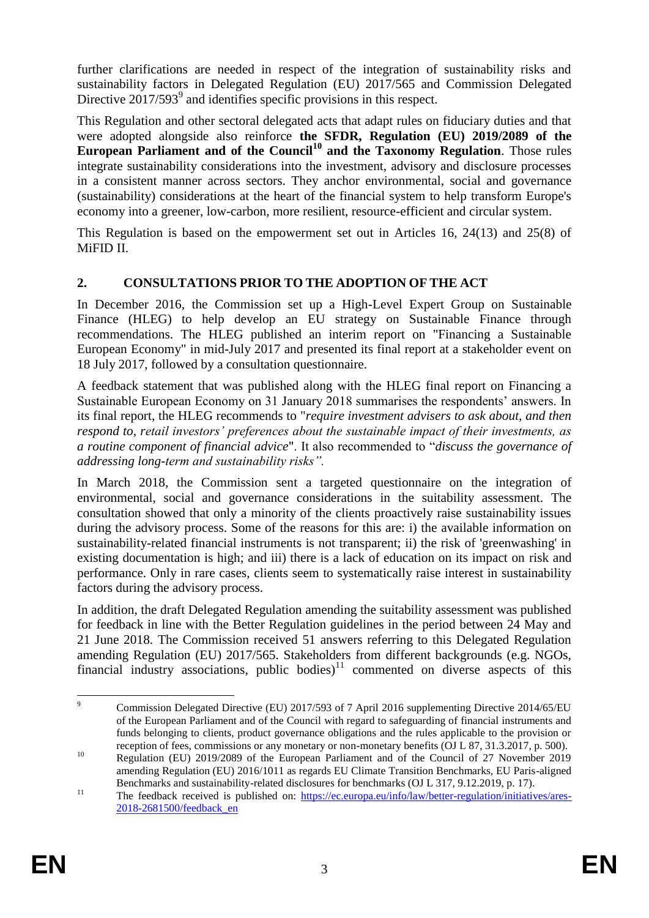further clarifications are needed in respect of the integration of sustainability risks and sustainability factors in Delegated Regulation (EU) 2017/565 and Commission Delegated Directive 2017/593[9] and identifies specific provisions in this respect.

This Regulation and other sectoral delegated acts that adapt rules on fiduciary duties and that were adopted alongside also reinforce **the SFDR, Regulation (EU) 2019/2089 of the European Parliament and of the Council[10] and the Taxonomy Regulation**. Those rules integrate sustainability considerations into the investment, advisory and disclosure processes in a consistent manner across sectors. They anchor environmental, social and governance (sustainability) considerations at the heart of the financial system to help transform Europe's economy into a greener, low-carbon, more resilient, resource-efficient and circular system.

This Regulation is based on the empowerment set out in Articles 16, 24(13) and 25(8) of MiFID II.

## 2. CONSULTATIONS PRIOR TO THE ADOPTION OF THE ACT

In December 2016, the Commission set up a High-Level Expert Group on Sustainable Finance (HLEG) to help develop an EU strategy on Sustainable Finance through recommendations. The HLEG published an interim report on "Financing a Sustainable European Economy" in mid-July 2017 and presented its final report at a stakeholder event on 18 July 2017, followed by a consultation questionnaire.

A feedback statement that was published along with the HLEG final report on Financing a Sustainable European Economy on 31 January 2018 summarises the respondents' answers. In its final report, the HLEG recommends to "*require investment advisers to ask about, and then respond to, retail investors' preferences about the sustainable impact of their investments, as a routine component of financial advice*". It also recommended to "*discuss the governance of addressing long-term and sustainability risks".*

In March 2018, the Commission sent a targeted questionnaire on the integration of environmental, social and governance considerations in the suitability assessment. The consultation showed that only a minority of the clients proactively raise sustainability issues during the advisory process. Some of the reasons for this are: i) the available information on sustainability-related financial instruments is not transparent; ii) the risk of 'greenwashing' in existing documentation is high; and iii) there is a lack of education on its impact on risk and performance. Only in rare cases, clients seem to systematically raise interest in sustainability factors during the advisory process.

In addition, the draft Delegated Regulation amending the suitability assessment was published for feedback in line with the Better Regulation guidelines in the period between 24 May and 21 June 2018. The Commission received 51 answers referring to this Delegated Regulation amending Regulation (EU) 2017/565. Stakeholders from different backgrounds (e.g. NGOs, financial industry associations, public bodies)[11] commented on diverse aspects of this

---

[9] Commission Delegated Directive (EU) 2017/593 of 7 April 2016 supplementing Directive 2014/65/EU of the European Parliament and of the Council with regard to safeguarding of financial instruments and funds belonging to clients, product governance obligations and the rules applicable to the provision or reception of fees, commissions or any monetary or non-monetary benefits (OJ L 87, 31.3.2017, p. 500).

[10] Regulation (EU) 2019/2089 of the European Parliament and of the Council of 27 November 2019 amending Regulation (EU) 2016/1011 as regards EU Climate Transition Benchmarks, EU Paris-aligned Benchmarks and sustainability-related disclosures for benchmarks (OJ L 317, 9.12.2019, p. 17).

[11] The feedback received is published on: https://ec.europa.eu/info/law/better-regulation/initiatives/ares-2018-2681500/feedback_en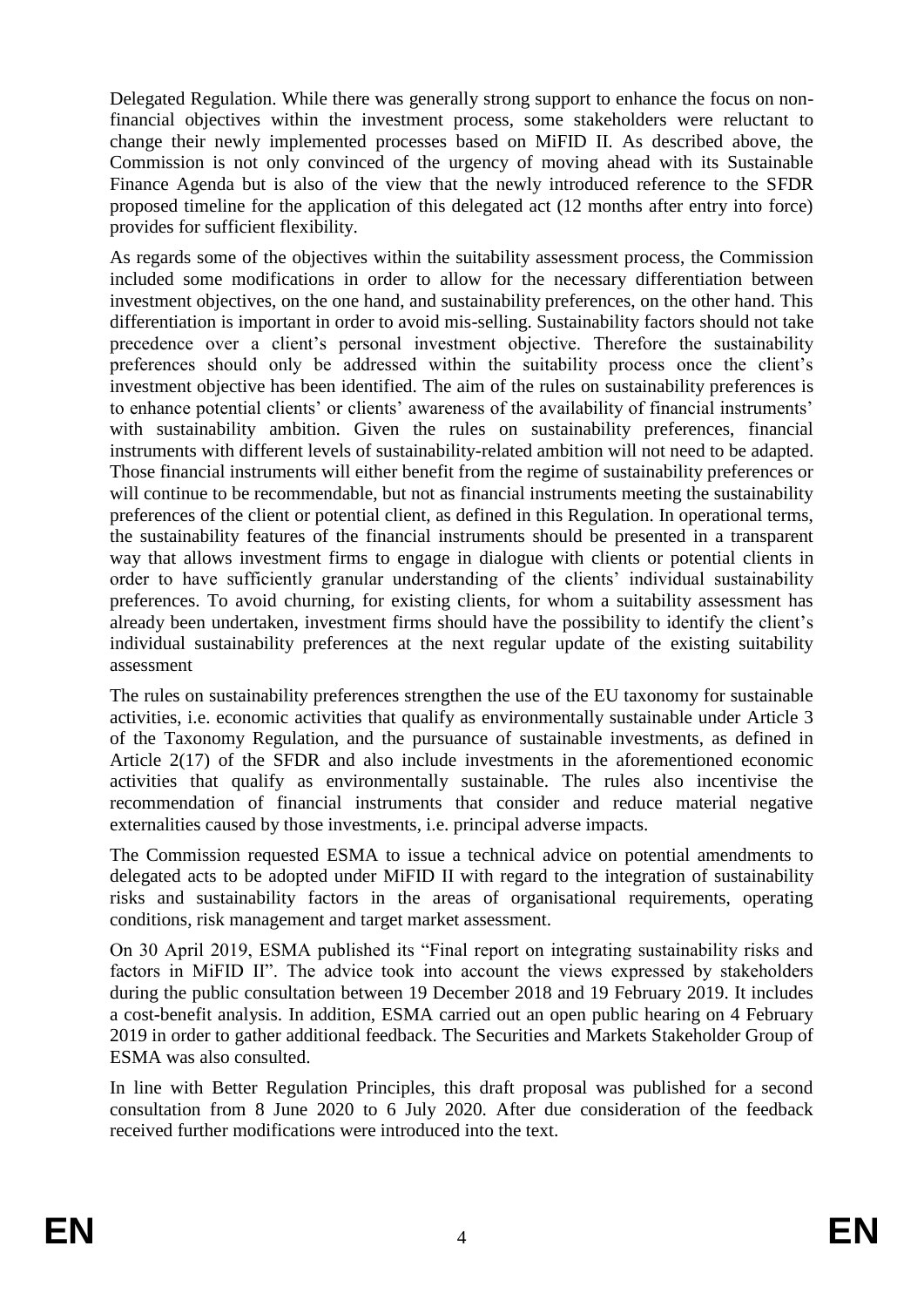Delegated Regulation. While there was generally strong support to enhance the focus on non-financial objectives within the investment process, some stakeholders were reluctant to change their newly implemented processes based on MiFID II. As described above, the Commission is not only convinced of the urgency of moving ahead with its Sustainable Finance Agenda but is also of the view that the newly introduced reference to the SFDR proposed timeline for the application of this delegated act (12 months after entry into force) provides for sufficient flexibility.

As regards some of the objectives within the suitability assessment process, the Commission included some modifications in order to allow for the necessary differentiation between investment objectives, on the one hand, and sustainability preferences, on the other hand. This differentiation is important in order to avoid mis-selling. Sustainability factors should not take precedence over a client's personal investment objective. Therefore the sustainability preferences should only be addressed within the suitability process once the client's investment objective has been identified. The aim of the rules on sustainability preferences is to enhance potential clients' or clients' awareness of the availability of financial instruments' with sustainability ambition. Given the rules on sustainability preferences, financial instruments with different levels of sustainability-related ambition will not need to be adapted. Those financial instruments will either benefit from the regime of sustainability preferences or will continue to be recommendable, but not as financial instruments meeting the sustainability preferences of the client or potential client, as defined in this Regulation. In operational terms, the sustainability features of the financial instruments should be presented in a transparent way that allows investment firms to engage in dialogue with clients or potential clients in order to have sufficiently granular understanding of the clients' individual sustainability preferences. To avoid churning, for existing clients, for whom a suitability assessment has already been undertaken, investment firms should have the possibility to identify the client's individual sustainability preferences at the next regular update of the existing suitability assessment

The rules on sustainability preferences strengthen the use of the EU taxonomy for sustainable activities, i.e. economic activities that qualify as environmentally sustainable under Article 3 of the Taxonomy Regulation, and the pursuance of sustainable investments, as defined in Article 2(17) of the SFDR and also include investments in the aforementioned economic activities that qualify as environmentally sustainable. The rules also incentivise the recommendation of financial instruments that consider and reduce material negative externalities caused by those investments, i.e. principal adverse impacts.

The Commission requested ESMA to issue a technical advice on potential amendments to delegated acts to be adopted under MiFID II with regard to the integration of sustainability risks and sustainability factors in the areas of organisational requirements, operating conditions, risk management and target market assessment.

On 30 April 2019, ESMA published its "Final report on integrating sustainability risks and factors in MiFID II". The advice took into account the views expressed by stakeholders during the public consultation between 19 December 2018 and 19 February 2019. It includes a cost-benefit analysis. In addition, ESMA carried out an open public hearing on 4 February 2019 in order to gather additional feedback. The Securities and Markets Stakeholder Group of ESMA was also consulted.

In line with Better Regulation Principles, this draft proposal was published for a second consultation from 8 June 2020 to 6 July 2020. After due consideration of the feedback received further modifications were introduced into the text.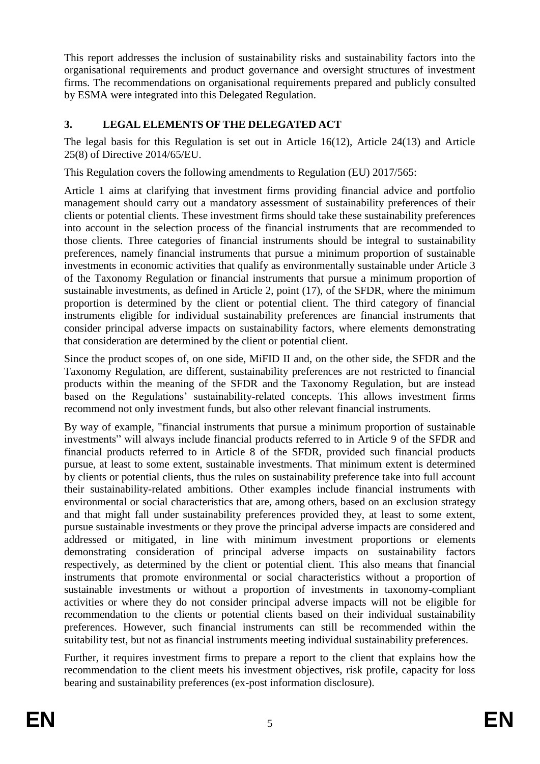This report addresses the inclusion of sustainability risks and sustainability factors into the organisational requirements and product governance and oversight structures of investment firms. The recommendations on organisational requirements prepared and publicly consulted by ESMA were integrated into this Delegated Regulation.

## 3. LEGAL ELEMENTS OF THE DELEGATED ACT

The legal basis for this Regulation is set out in Article 16(12), Article 24(13) and Article 25(8) of Directive 2014/65/EU.

This Regulation covers the following amendments to Regulation (EU) 2017/565:

Article 1 aims at clarifying that investment firms providing financial advice and portfolio management should carry out a mandatory assessment of sustainability preferences of their clients or potential clients. These investment firms should take these sustainability preferences into account in the selection process of the financial instruments that are recommended to those clients. Three categories of financial instruments should be integral to sustainability preferences, namely financial instruments that pursue a minimum proportion of sustainable investments in economic activities that qualify as environmentally sustainable under Article 3 of the Taxonomy Regulation or financial instruments that pursue a minimum proportion of sustainable investments, as defined in Article 2, point (17), of the SFDR, where the minimum proportion is determined by the client or potential client. The third category of financial instruments eligible for individual sustainability preferences are financial instruments that consider principal adverse impacts on sustainability factors, where elements demonstrating that consideration are determined by the client or potential client.

Since the product scopes of, on one side, MiFID II and, on the other side, the SFDR and the Taxonomy Regulation, are different, sustainability preferences are not restricted to financial products within the meaning of the SFDR and the Taxonomy Regulation, but are instead based on the Regulations' sustainability-related concepts. This allows investment firms recommend not only investment funds, but also other relevant financial instruments.

By way of example, "financial instruments that pursue a minimum proportion of sustainable investments" will always include financial products referred to in Article 9 of the SFDR and financial products referred to in Article 8 of the SFDR, provided such financial products pursue, at least to some extent, sustainable investments. That minimum extent is determined by clients or potential clients, thus the rules on sustainability preference take into full account their sustainability-related ambitions. Other examples include financial instruments with environmental or social characteristics that are, among others, based on an exclusion strategy and that might fall under sustainability preferences provided they, at least to some extent, pursue sustainable investments or they prove the principal adverse impacts are considered and addressed or mitigated, in line with minimum investment proportions or elements demonstrating consideration of principal adverse impacts on sustainability factors respectively, as determined by the client or potential client. This also means that financial instruments that promote environmental or social characteristics without a proportion of sustainable investments or without a proportion of investments in taxonomy-compliant activities or where they do not consider principal adverse impacts will not be eligible for recommendation to the clients or potential clients based on their individual sustainability preferences. However, such financial instruments can still be recommended within the suitability test, but not as financial instruments meeting individual sustainability preferences.

Further, it requires investment firms to prepare a report to the client that explains how the recommendation to the client meets his investment objectives, risk profile, capacity for loss bearing and sustainability preferences (ex-post information disclosure).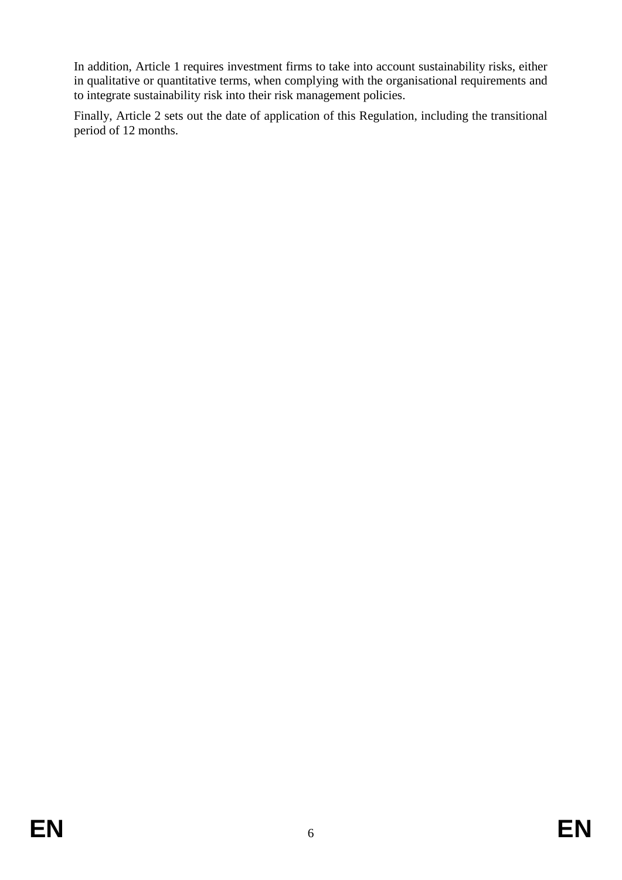In addition, Article 1 requires investment firms to take into account sustainability risks, either in qualitative or quantitative terms, when complying with the organisational requirements and to integrate sustainability risk into their risk management policies.

Finally, Article 2 sets out the date of application of this Regulation, including the transitional period of 12 months.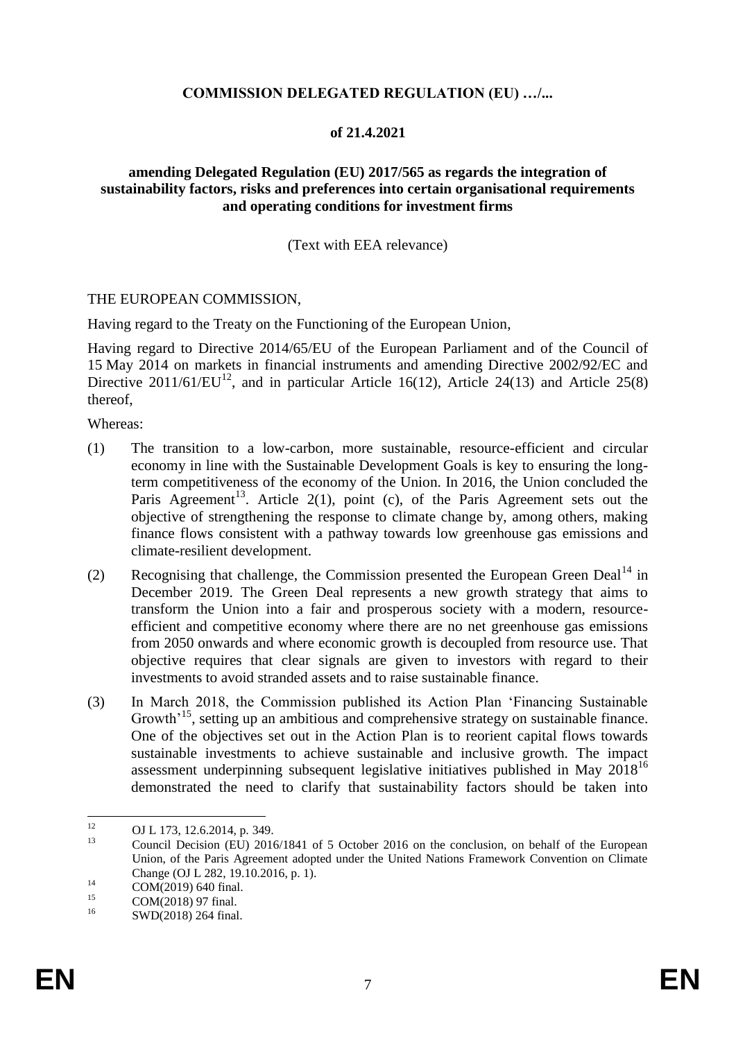**COMMISSION DELEGATED REGULATION (EU) …/...**

**of 21.4.2021**

**amending Delegated Regulation (EU) 2017/565 as regards the integration of sustainability factors, risks and preferences into certain organisational requirements and operating conditions for investment firms**

(Text with EEA relevance)

THE EUROPEAN COMMISSION,

Having regard to the Treaty on the Functioning of the European Union,

Having regard to Directive 2014/65/EU of the European Parliament and of the Council of 15 May 2014 on markets in financial instruments and amending Directive 2002/92/EC and Directive 2011/61/EU[12], and in particular Article 16(12), Article 24(13) and Article 25(8) thereof,

Whereas:

(1) The transition to a low-carbon, more sustainable, resource-efficient and circular economy in line with the Sustainable Development Goals is key to ensuring the long-term competitiveness of the economy of the Union. In 2016, the Union concluded the Paris Agreement[13]. Article 2(1), point (c), of the Paris Agreement sets out the objective of strengthening the response to climate change by, among others, making finance flows consistent with a pathway towards low greenhouse gas emissions and climate-resilient development.

(2) Recognising that challenge, the Commission presented the European Green Deal[14] in December 2019. The Green Deal represents a new growth strategy that aims to transform the Union into a fair and prosperous society with a modern, resource-efficient and competitive economy where there are no net greenhouse gas emissions from 2050 onwards and where economic growth is decoupled from resource use. That objective requires that clear signals are given to investors with regard to their investments to avoid stranded assets and to raise sustainable finance.

(3) In March 2018, the Commission published its Action Plan 'Financing Sustainable Growth'[15], setting up an ambitious and comprehensive strategy on sustainable finance. One of the objectives set out in the Action Plan is to reorient capital flows towards sustainable investments to achieve sustainable and inclusive growth. The impact assessment underpinning subsequent legislative initiatives published in May 2018[16] demonstrated the need to clarify that sustainability factors should be taken into

---

[12] OJ L 173, 12.6.2014, p. 349.

[13] Council Decision (EU) 2016/1841 of 5 October 2016 on the conclusion, on behalf of the European Union, of the Paris Agreement adopted under the United Nations Framework Convention on Climate Change (OJ L 282, 19.10.2016, p. 1).

[14] COM(2019) 640 final.

[15] COM(2018) 97 final.

[16] SWD(2018) 264 final.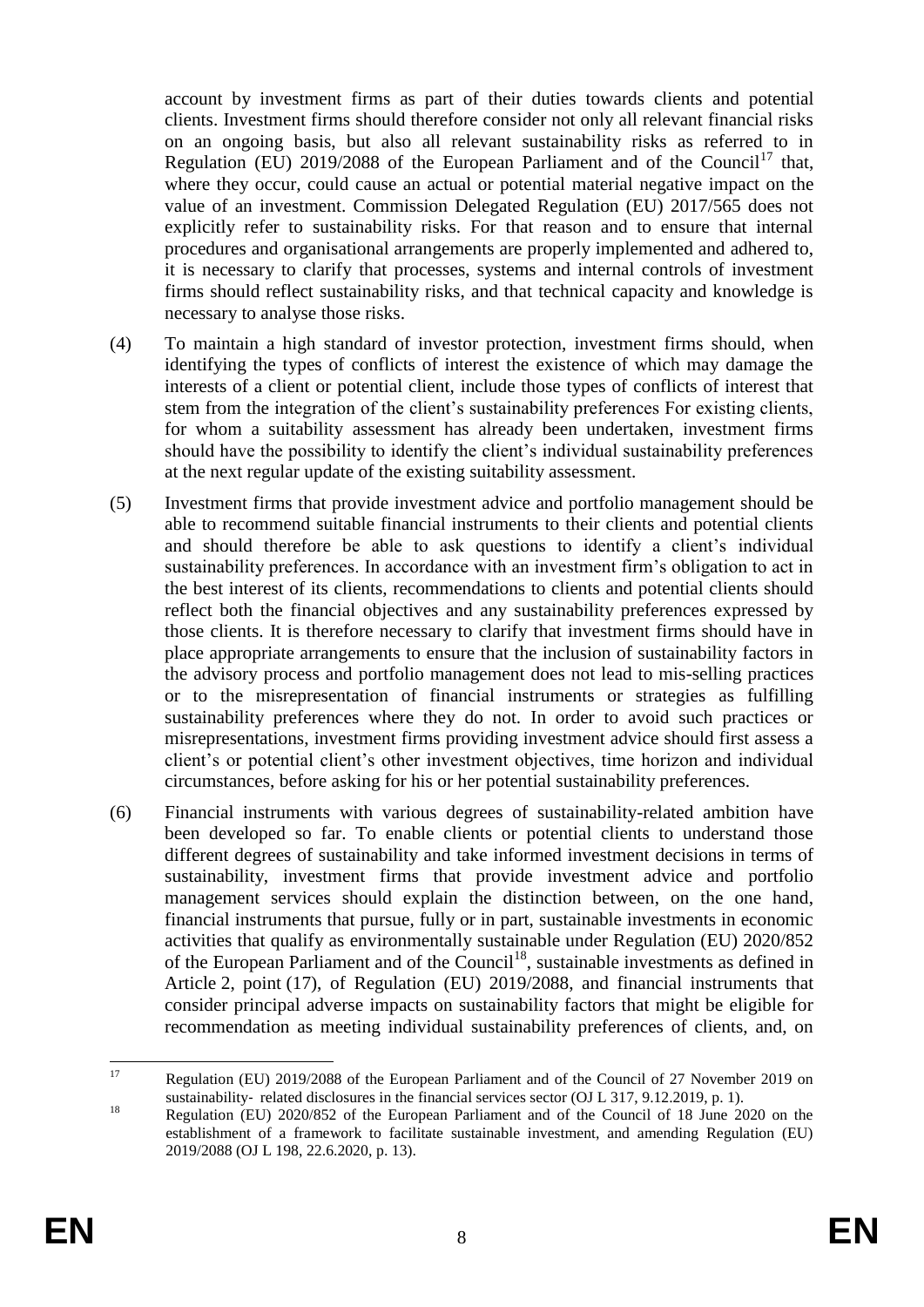account by investment firms as part of their duties towards clients and potential clients. Investment firms should therefore consider not only all relevant financial risks on an ongoing basis, but also all relevant sustainability risks as referred to in Regulation (EU) 2019/2088 of the European Parliament and of the Council[17] that, where they occur, could cause an actual or potential material negative impact on the value of an investment. Commission Delegated Regulation (EU) 2017/565 does not explicitly refer to sustainability risks. For that reason and to ensure that internal procedures and organisational arrangements are properly implemented and adhered to, it is necessary to clarify that processes, systems and internal controls of investment firms should reflect sustainability risks, and that technical capacity and knowledge is necessary to analyse those risks.

(4) To maintain a high standard of investor protection, investment firms should, when identifying the types of conflicts of interest the existence of which may damage the interests of a client or potential client, include those types of conflicts of interest that stem from the integration of the client's sustainability preferences For existing clients, for whom a suitability assessment has already been undertaken, investment firms should have the possibility to identify the client's individual sustainability preferences at the next regular update of the existing suitability assessment.

(5) Investment firms that provide investment advice and portfolio management should be able to recommend suitable financial instruments to their clients and potential clients and should therefore be able to ask questions to identify a client's individual sustainability preferences. In accordance with an investment firm's obligation to act in the best interest of its clients, recommendations to clients and potential clients should reflect both the financial objectives and any sustainability preferences expressed by those clients. It is therefore necessary to clarify that investment firms should have in place appropriate arrangements to ensure that the inclusion of sustainability factors in the advisory process and portfolio management does not lead to mis-selling practices or to the misrepresentation of financial instruments or strategies as fulfilling sustainability preferences where they do not. In order to avoid such practices or misrepresentations, investment firms providing investment advice should first assess a client's or potential client's other investment objectives, time horizon and individual circumstances, before asking for his or her potential sustainability preferences.

(6) Financial instruments with various degrees of sustainability-related ambition have been developed so far. To enable clients or potential clients to understand those different degrees of sustainability and take informed investment decisions in terms of sustainability, investment firms that provide investment advice and portfolio management services should explain the distinction between, on the one hand, financial instruments that pursue, fully or in part, sustainable investments in economic activities that qualify as environmentally sustainable under Regulation (EU) 2020/852 of the European Parliament and of the Council[18], sustainable investments as defined in Article 2, point (17), of Regulation (EU) 2019/2088, and financial instruments that consider principal adverse impacts on sustainability factors that might be eligible for recommendation as meeting individual sustainability preferences of clients, and, on

---

[17] Regulation (EU) 2019/2088 of the European Parliament and of the Council of 27 November 2019 on sustainability‐ related disclosures in the financial services sector (OJ L 317, 9.12.2019, p. 1).

[18] Regulation (EU) 2020/852 of the European Parliament and of the Council of 18 June 2020 on the establishment of a framework to facilitate sustainable investment, and amending Regulation (EU) 2019/2088 (OJ L 198, 22.6.2020, p. 13).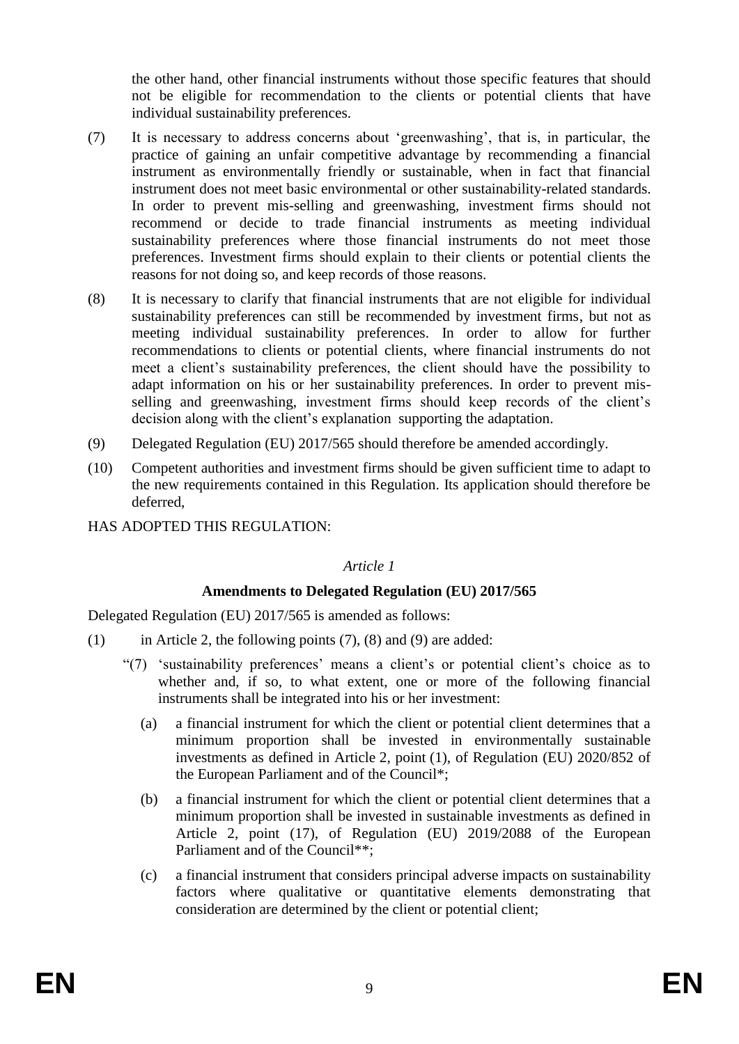the other hand, other financial instruments without those specific features that should not be eligible for recommendation to the clients or potential clients that have individual sustainability preferences.

(7) It is necessary to address concerns about 'greenwashing', that is, in particular, the practice of gaining an unfair competitive advantage by recommending a financial instrument as environmentally friendly or sustainable, when in fact that financial instrument does not meet basic environmental or other sustainability-related standards. In order to prevent mis-selling and greenwashing, investment firms should not recommend or decide to trade financial instruments as meeting individual sustainability preferences where those financial instruments do not meet those preferences. Investment firms should explain to their clients or potential clients the reasons for not doing so, and keep records of those reasons.

(8) It is necessary to clarify that financial instruments that are not eligible for individual sustainability preferences can still be recommended by investment firms, but not as meeting individual sustainability preferences. In order to allow for further recommendations to clients or potential clients, where financial instruments do not meet a client's sustainability preferences, the client should have the possibility to adapt information on his or her sustainability preferences. In order to prevent mis-selling and greenwashing, investment firms should keep records of the client's decision along with the client's explanation supporting the adaptation.

(9) Delegated Regulation (EU) 2017/565 should therefore be amended accordingly.

(10) Competent authorities and investment firms should be given sufficient time to adapt to the new requirements contained in this Regulation. Its application should therefore be deferred,

HAS ADOPTED THIS REGULATION:

*Article 1*

**Amendments to Delegated Regulation (EU) 2017/565**

Delegated Regulation (EU) 2017/565 is amended as follows:

(1) in Article 2, the following points (7), (8) and (9) are added:

"(7) 'sustainability preferences' means a client's or potential client's choice as to whether and, if so, to what extent, one or more of the following financial instruments shall be integrated into his or her investment:

(a) a financial instrument for which the client or potential client determines that a minimum proportion shall be invested in environmentally sustainable investments as defined in Article 2, point (1), of Regulation (EU) 2020/852 of the European Parliament and of the Council*;

(b) a financial instrument for which the client or potential client determines that a minimum proportion shall be invested in sustainable investments as defined in Article 2, point (17), of Regulation (EU) 2019/2088 of the European Parliament and of the Council**;

(c) a financial instrument that considers principal adverse impacts on sustainability factors where qualitative or quantitative elements demonstrating that consideration are determined by the client or potential client;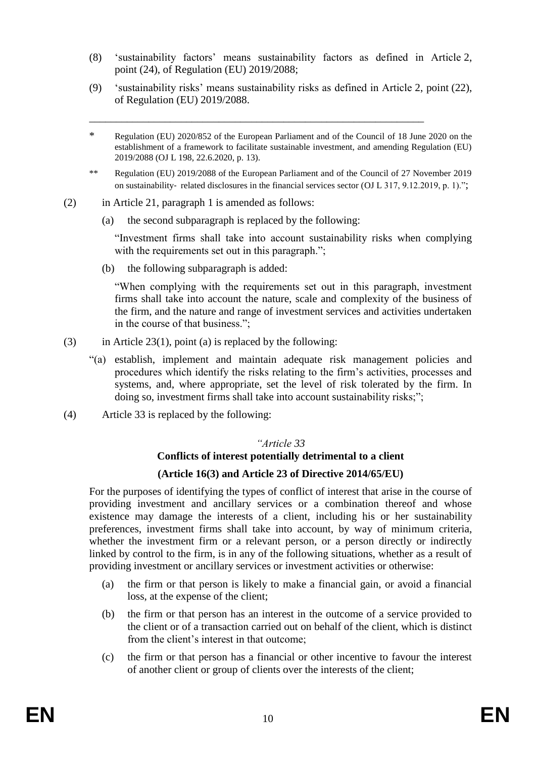(8) 'sustainability factors' means sustainability factors as defined in Article 2, point (24), of Regulation (EU) 2019/2088;

(9) 'sustainability risks' means sustainability risks as defined in Article 2, point (22), of Regulation (EU) 2019/2088.

---

* Regulation (EU) 2020/852 of the European Parliament and of the Council of 18 June 2020 on the establishment of a framework to facilitate sustainable investment, and amending Regulation (EU) 2019/2088 (OJ L 198, 22.6.2020, p. 13).

** Regulation (EU) 2019/2088 of the European Parliament and of the Council of 27 November 2019 on sustainability‐ related disclosures in the financial services sector (OJ L 317, 9.12.2019, p. 1).";

(2) in Article 21, paragraph 1 is amended as follows:

(a) the second subparagraph is replaced by the following:

"Investment firms shall take into account sustainability risks when complying with the requirements set out in this paragraph.";

(b) the following subparagraph is added:

"When complying with the requirements set out in this paragraph, investment firms shall take into account the nature, scale and complexity of the business of the firm, and the nature and range of investment services and activities undertaken in the course of that business.";

(3) in Article 23(1), point (a) is replaced by the following:

"(a) establish, implement and maintain adequate risk management policies and procedures which identify the risks relating to the firm's activities, processes and systems, and, where appropriate, set the level of risk tolerated by the firm. In doing so, investment firms shall take into account sustainability risks;";

(4) Article 33 is replaced by the following:

*"Article 33*

**Conflicts of interest potentially detrimental to a client**

**(Article 16(3) and Article 23 of Directive 2014/65/EU)**

For the purposes of identifying the types of conflict of interest that arise in the course of providing investment and ancillary services or a combination thereof and whose existence may damage the interests of a client, including his or her sustainability preferences, investment firms shall take into account, by way of minimum criteria, whether the investment firm or a relevant person, or a person directly or indirectly linked by control to the firm, is in any of the following situations, whether as a result of providing investment or ancillary services or investment activities or otherwise:

(a) the firm or that person is likely to make a financial gain, or avoid a financial loss, at the expense of the client;

(b) the firm or that person has an interest in the outcome of a service provided to the client or of a transaction carried out on behalf of the client, which is distinct from the client's interest in that outcome;

(c) the firm or that person has a financial or other incentive to favour the interest of another client or group of clients over the interests of the client;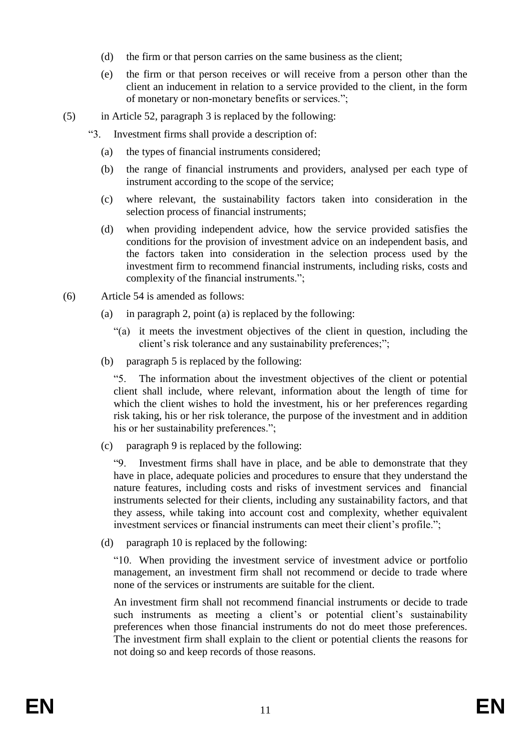(d) the firm or that person carries on the same business as the client;

(e) the firm or that person receives or will receive from a person other than the client an inducement in relation to a service provided to the client, in the form of monetary or non-monetary benefits or services.";

(5) in Article 52, paragraph 3 is replaced by the following:

"3. Investment firms shall provide a description of:

(a) the types of financial instruments considered;

(b) the range of financial instruments and providers, analysed per each type of instrument according to the scope of the service;

(c) where relevant, the sustainability factors taken into consideration in the selection process of financial instruments;

(d) when providing independent advice, how the service provided satisfies the conditions for the provision of investment advice on an independent basis, and the factors taken into consideration in the selection process used by the investment firm to recommend financial instruments, including risks, costs and complexity of the financial instruments.";

(6) Article 54 is amended as follows:

(a) in paragraph 2, point (a) is replaced by the following:

"(a) it meets the investment objectives of the client in question, including the client's risk tolerance and any sustainability preferences;";

(b) paragraph 5 is replaced by the following:

"5. The information about the investment objectives of the client or potential client shall include, where relevant, information about the length of time for which the client wishes to hold the investment, his or her preferences regarding risk taking, his or her risk tolerance, the purpose of the investment and in addition his or her sustainability preferences.";

(c) paragraph 9 is replaced by the following:

"9. Investment firms shall have in place, and be able to demonstrate that they have in place, adequate policies and procedures to ensure that they understand the nature features, including costs and risks of investment services and financial instruments selected for their clients, including any sustainability factors, and that they assess, while taking into account cost and complexity, whether equivalent investment services or financial instruments can meet their client's profile.";

(d) paragraph 10 is replaced by the following:

"10. When providing the investment service of investment advice or portfolio management, an investment firm shall not recommend or decide to trade where none of the services or instruments are suitable for the client.

An investment firm shall not recommend financial instruments or decide to trade such instruments as meeting a client's or potential client's sustainability preferences when those financial instruments do not do meet those preferences. The investment firm shall explain to the client or potential clients the reasons for not doing so and keep records of those reasons.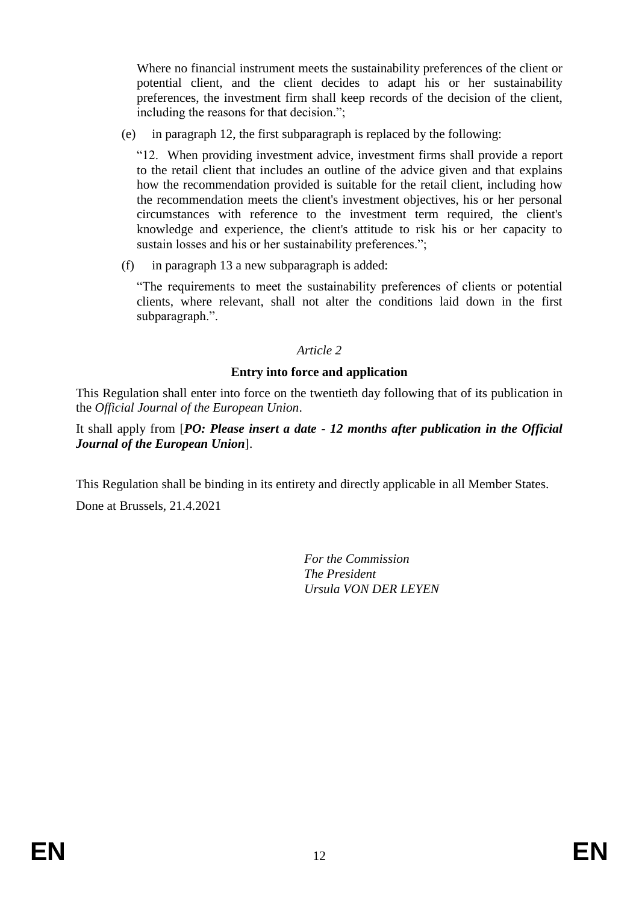Where no financial instrument meets the sustainability preferences of the client or potential client, and the client decides to adapt his or her sustainability preferences, the investment firm shall keep records of the decision of the client, including the reasons for that decision.";

(e) in paragraph 12, the first subparagraph is replaced by the following:

"12. When providing investment advice, investment firms shall provide a report to the retail client that includes an outline of the advice given and that explains how the recommendation provided is suitable for the retail client, including how the recommendation meets the client's investment objectives, his or her personal circumstances with reference to the investment term required, the client's knowledge and experience, the client's attitude to risk his or her capacity to sustain losses and his or her sustainability preferences.";

(f) in paragraph 13 a new subparagraph is added:

"The requirements to meet the sustainability preferences of clients or potential clients, where relevant, shall not alter the conditions laid down in the first subparagraph.".

*Article 2*

**Entry into force and application**

This Regulation shall enter into force on the twentieth day following that of its publication in the *Official Journal of the European Union*.

It shall apply from [***PO: Please insert a date - 12 months after publication in the Official Journal of the European Union***].

This Regulation shall be binding in its entirety and directly applicable in all Member States.

Done at Brussels, 21.4.2021

*For the Commission*
*The President*
*Ursula VON DER LEYEN*